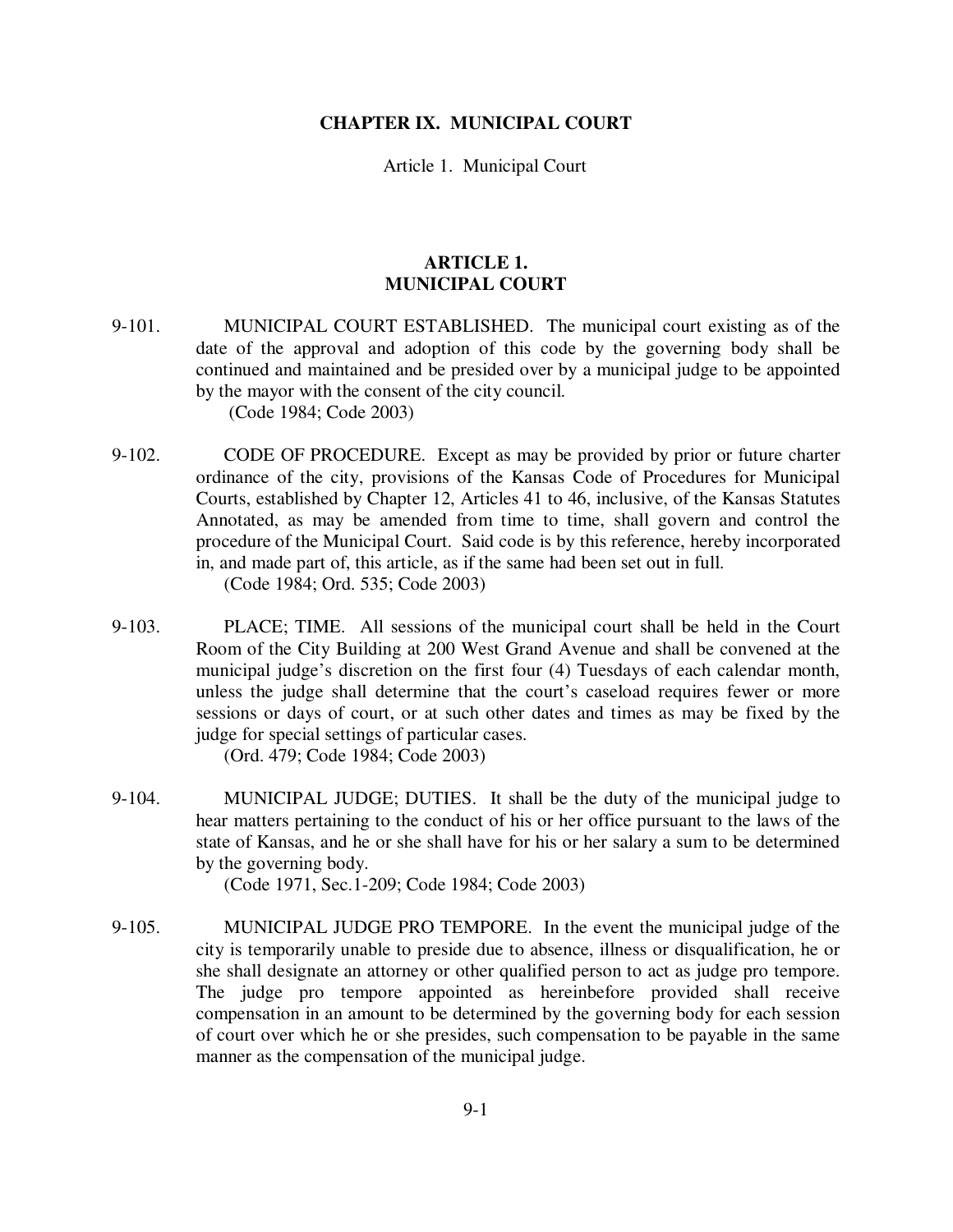# CHAPTER IX. MUNICIPAL COURT

Article 1. Municipal Court

## ARTICLE 1.
## MUNICIPAL COURT

9-101. MUNICIPAL COURT ESTABLISHED. The municipal court existing as of the date of the approval and adoption of this code by the governing body shall be continued and maintained and be presided over by a municipal judge to be appointed by the mayor with the consent of the city council.
(Code 1984; Code 2003)

9-102. CODE OF PROCEDURE. Except as may be provided by prior or future charter ordinance of the city, provisions of the Kansas Code of Procedures for Municipal Courts, established by Chapter 12, Articles 41 to 46, inclusive, of the Kansas Statutes Annotated, as may be amended from time to time, shall govern and control the procedure of the Municipal Court. Said code is by this reference, hereby incorporated in, and made part of, this article, as if the same had been set out in full.
(Code 1984; Ord. 535; Code 2003)

9-103. PLACE; TIME. All sessions of the municipal court shall be held in the Court Room of the City Building at 200 West Grand Avenue and shall be convened at the municipal judge's discretion on the first four (4) Tuesdays of each calendar month, unless the judge shall determine that the court's caseload requires fewer or more sessions or days of court, or at such other dates and times as may be fixed by the judge for special settings of particular cases.
(Ord. 479; Code 1984; Code 2003)

9-104. MUNICIPAL JUDGE; DUTIES. It shall be the duty of the municipal judge to hear matters pertaining to the conduct of his or her office pursuant to the laws of the state of Kansas, and he or she shall have for his or her salary a sum to be determined by the governing body.
(Code 1971, Sec.1-209; Code 1984; Code 2003)

9-105. MUNICIPAL JUDGE PRO TEMPORE. In the event the municipal judge of the city is temporarily unable to preside due to absence, illness or disqualification, he or she shall designate an attorney or other qualified person to act as judge pro tempore. The judge pro tempore appointed as hereinbefore provided shall receive compensation in an amount to be determined by the governing body for each session of court over which he or she presides, such compensation to be payable in the same manner as the compensation of the municipal judge.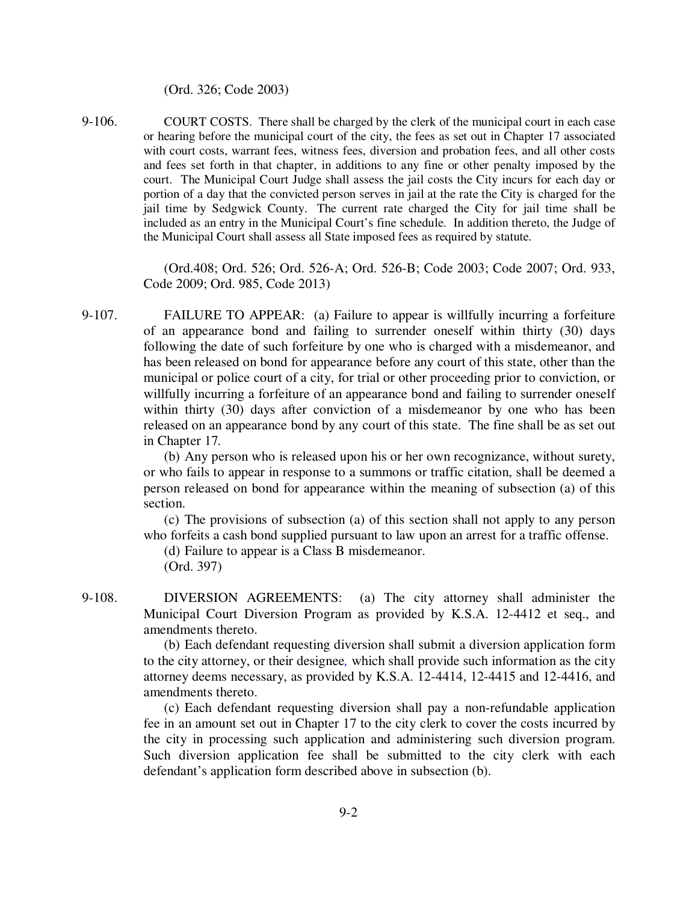(Ord. 326; Code 2003)

9-106. COURT COSTS. There shall be charged by the clerk of the municipal court in each case or hearing before the municipal court of the city, the fees as set out in Chapter 17 associated with court costs, warrant fees, witness fees, diversion and probation fees, and all other costs and fees set forth in that chapter, in additions to any fine or other penalty imposed by the court. The Municipal Court Judge shall assess the jail costs the City incurs for each day or portion of a day that the convicted person serves in jail at the rate the City is charged for the jail time by Sedgwick County. The current rate charged the City for jail time shall be included as an entry in the Municipal Court's fine schedule. In addition thereto, the Judge of the Municipal Court shall assess all State imposed fees as required by statute.

(Ord.408; Ord. 526; Ord. 526-A; Ord. 526-B; Code 2003; Code 2007; Ord. 933, Code 2009; Ord. 985, Code 2013)

9-107. FAILURE TO APPEAR: (a) Failure to appear is willfully incurring a forfeiture of an appearance bond and failing to surrender oneself within thirty (30) days following the date of such forfeiture by one who is charged with a misdemeanor, and has been released on bond for appearance before any court of this state, other than the municipal or police court of a city, for trial or other proceeding prior to conviction, or willfully incurring a forfeiture of an appearance bond and failing to surrender oneself within thirty (30) days after conviction of a misdemeanor by one who has been released on an appearance bond by any court of this state. The fine shall be as set out in Chapter 17.

(b) Any person who is released upon his or her own recognizance, without surety, or who fails to appear in response to a summons or traffic citation, shall be deemed a person released on bond for appearance within the meaning of subsection (a) of this section.

(c) The provisions of subsection (a) of this section shall not apply to any person who forfeits a cash bond supplied pursuant to law upon an arrest for a traffic offense.

(d) Failure to appear is a Class B misdemeanor.

(Ord. 397)

9-108. DIVERSION AGREEMENTS: (a) The city attorney shall administer the Municipal Court Diversion Program as provided by K.S.A. 12-4412 et seq., and amendments thereto.

(b) Each defendant requesting diversion shall submit a diversion application form to the city attorney, or their designee, which shall provide such information as the city attorney deems necessary, as provided by K.S.A. 12-4414, 12-4415 and 12-4416, and amendments thereto.

(c) Each defendant requesting diversion shall pay a non-refundable application fee in an amount set out in Chapter 17 to the city clerk to cover the costs incurred by the city in processing such application and administering such diversion program. Such diversion application fee shall be submitted to the city clerk with each defendant's application form described above in subsection (b).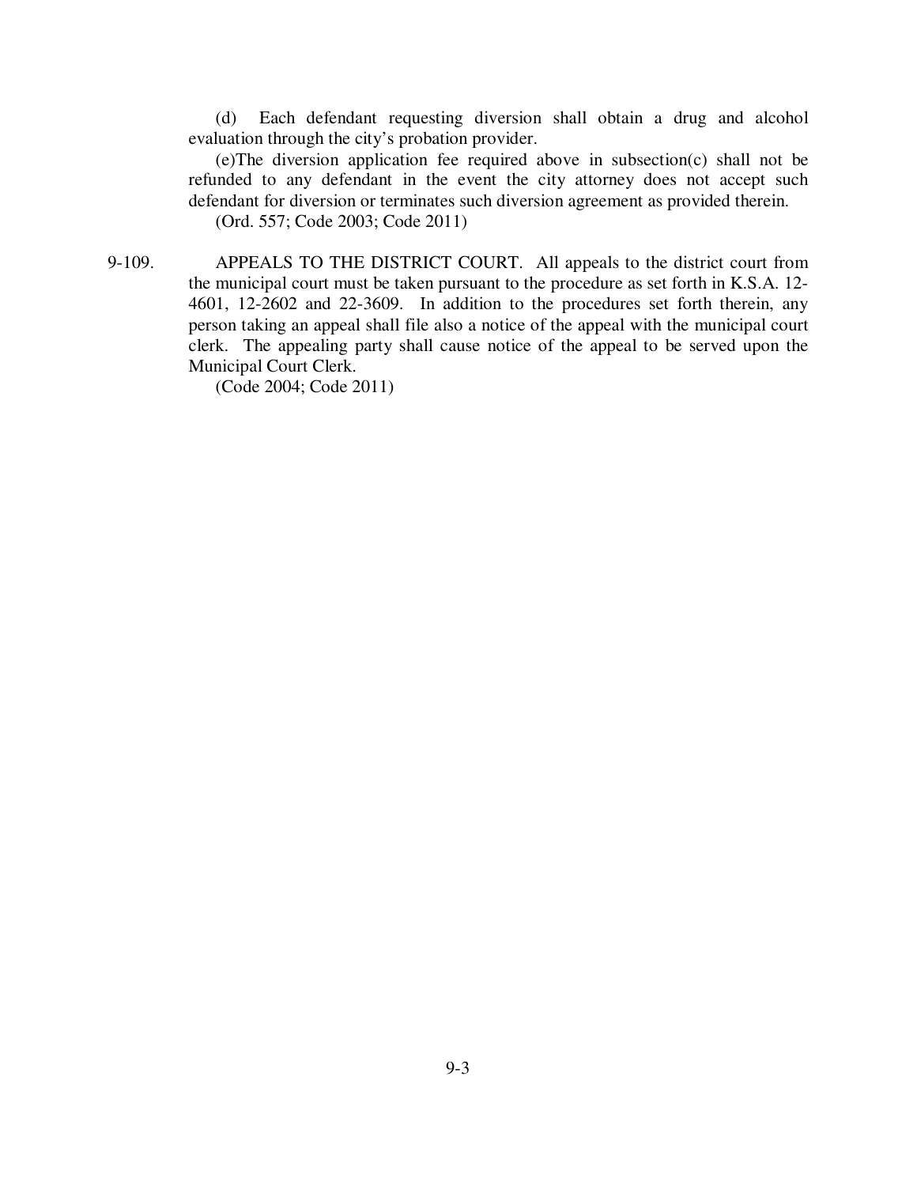(d) Each defendant requesting diversion shall obtain a drug and alcohol evaluation through the city's probation provider.

(e)The diversion application fee required above in subsection(c) shall not be refunded to any defendant in the event the city attorney does not accept such defendant for diversion or terminates such diversion agreement as provided therein.

(Ord. 557; Code 2003; Code 2011)

9-109. APPEALS TO THE DISTRICT COURT. All appeals to the district court from the municipal court must be taken pursuant to the procedure as set forth in K.S.A. 12-4601, 12-2602 and 22-3609. In addition to the procedures set forth therein, any person taking an appeal shall file also a notice of the appeal with the municipal court clerk. The appealing party shall cause notice of the appeal to be served upon the Municipal Court Clerk.

(Code 2004; Code 2011)